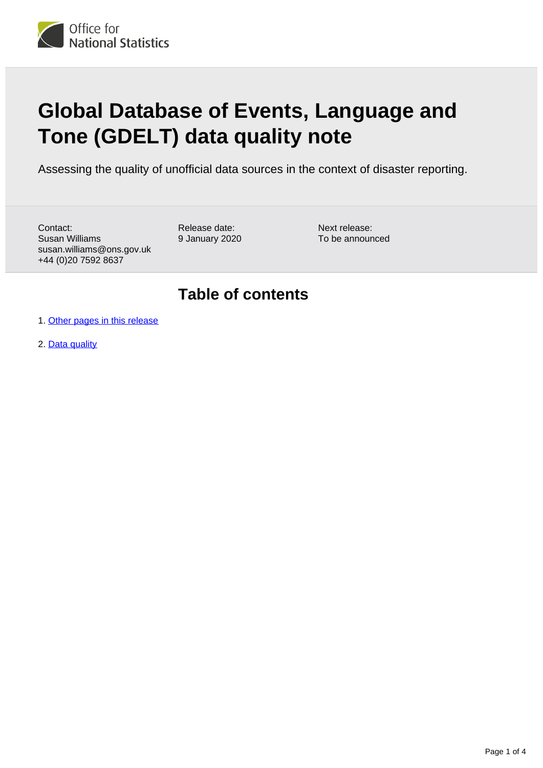# Global Database of Events, Language and Tone (GDELT) data quality note

Assessing the quality of unofficial data sources in the context of disaster reporting.

Contact:
Susan Williams
susan.williams@ons.gov.uk
+44 (0)20 7592 8637

Release date:
9 January 2020

Next release:
To be announced

## Table of contents

1. Other pages in this release
2. Data quality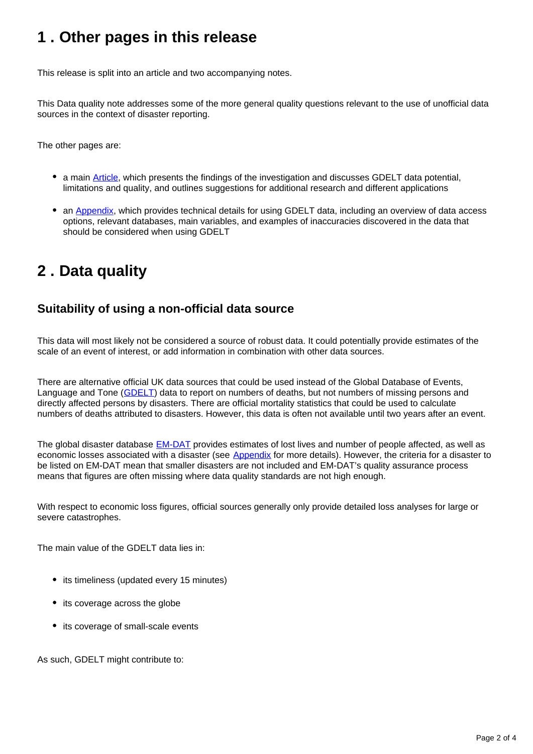## 1 . Other pages in this release

This release is split into an article and two accompanying notes.

This Data quality note addresses some of the more general quality questions relevant to the use of unofficial data sources in the context of disaster reporting.

The other pages are:

- a main Article, which presents the findings of the investigation and discusses GDELT data potential, limitations and quality, and outlines suggestions for additional research and different applications
- an Appendix, which provides technical details for using GDELT data, including an overview of data access options, relevant databases, main variables, and examples of inaccuracies discovered in the data that should be considered when using GDELT

## 2 . Data quality

### Suitability of using a non-official data source

This data will most likely not be considered a source of robust data. It could potentially provide estimates of the scale of an event of interest, or add information in combination with other data sources.

There are alternative official UK data sources that could be used instead of the Global Database of Events, Language and Tone (GDELT) data to report on numbers of deaths, but not numbers of missing persons and directly affected persons by disasters. There are official mortality statistics that could be used to calculate numbers of deaths attributed to disasters. However, this data is often not available until two years after an event.

The global disaster database EM-DAT provides estimates of lost lives and number of people affected, as well as economic losses associated with a disaster (see Appendix for more details). However, the criteria for a disaster to be listed on EM-DAT mean that smaller disasters are not included and EM-DAT's quality assurance process means that figures are often missing where data quality standards are not high enough.

With respect to economic loss figures, official sources generally only provide detailed loss analyses for large or severe catastrophes.

The main value of the GDELT data lies in:

- its timeliness (updated every 15 minutes)
- its coverage across the globe
- its coverage of small-scale events

As such, GDELT might contribute to: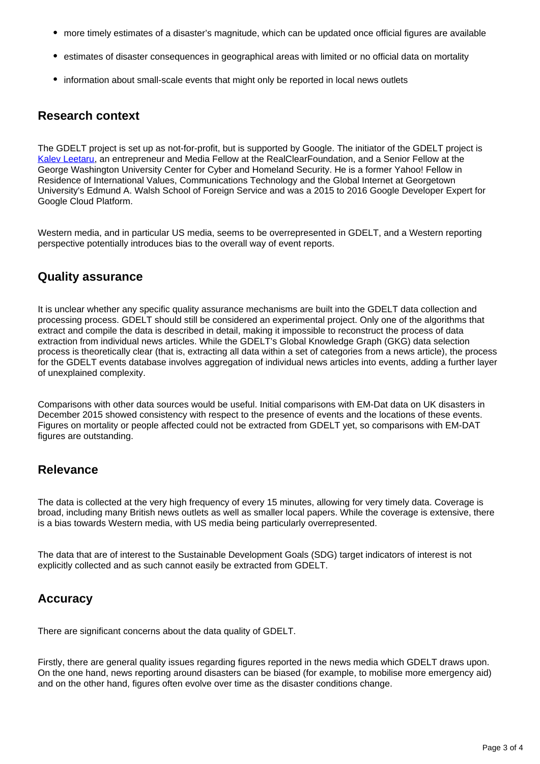- more timely estimates of a disaster's magnitude, which can be updated once official figures are available
- estimates of disaster consequences in geographical areas with limited or no official data on mortality
- information about small-scale events that might only be reported in local news outlets

## Research context

The GDELT project is set up as not-for-profit, but is supported by Google. The initiator of the GDELT project is [Kalev Leetaru](), an entrepreneur and Media Fellow at the RealClearFoundation, and a Senior Fellow at the George Washington University Center for Cyber and Homeland Security. He is a former Yahoo! Fellow in Residence of International Values, Communications Technology and the Global Internet at Georgetown University's Edmund A. Walsh School of Foreign Service and was a 2015 to 2016 Google Developer Expert for Google Cloud Platform.

Western media, and in particular US media, seems to be overrepresented in GDELT, and a Western reporting perspective potentially introduces bias to the overall way of event reports.

## Quality assurance

It is unclear whether any specific quality assurance mechanisms are built into the GDELT data collection and processing process. GDELT should still be considered an experimental project. Only one of the algorithms that extract and compile the data is described in detail, making it impossible to reconstruct the process of data extraction from individual news articles. While the GDELT's Global Knowledge Graph (GKG) data selection process is theoretically clear (that is, extracting all data within a set of categories from a news article), the process for the GDELT events database involves aggregation of individual news articles into events, adding a further layer of unexplained complexity.

Comparisons with other data sources would be useful. Initial comparisons with EM-Dat data on UK disasters in December 2015 showed consistency with respect to the presence of events and the locations of these events. Figures on mortality or people affected could not be extracted from GDELT yet, so comparisons with EM-DAT figures are outstanding.

## Relevance

The data is collected at the very high frequency of every 15 minutes, allowing for very timely data. Coverage is broad, including many British news outlets as well as smaller local papers. While the coverage is extensive, there is a bias towards Western media, with US media being particularly overrepresented.

The data that are of interest to the Sustainable Development Goals (SDG) target indicators of interest is not explicitly collected and as such cannot easily be extracted from GDELT.

## Accuracy

There are significant concerns about the data quality of GDELT.

Firstly, there are general quality issues regarding figures reported in the news media which GDELT draws upon. On the one hand, news reporting around disasters can be biased (for example, to mobilise more emergency aid) and on the other hand, figures often evolve over time as the disaster conditions change.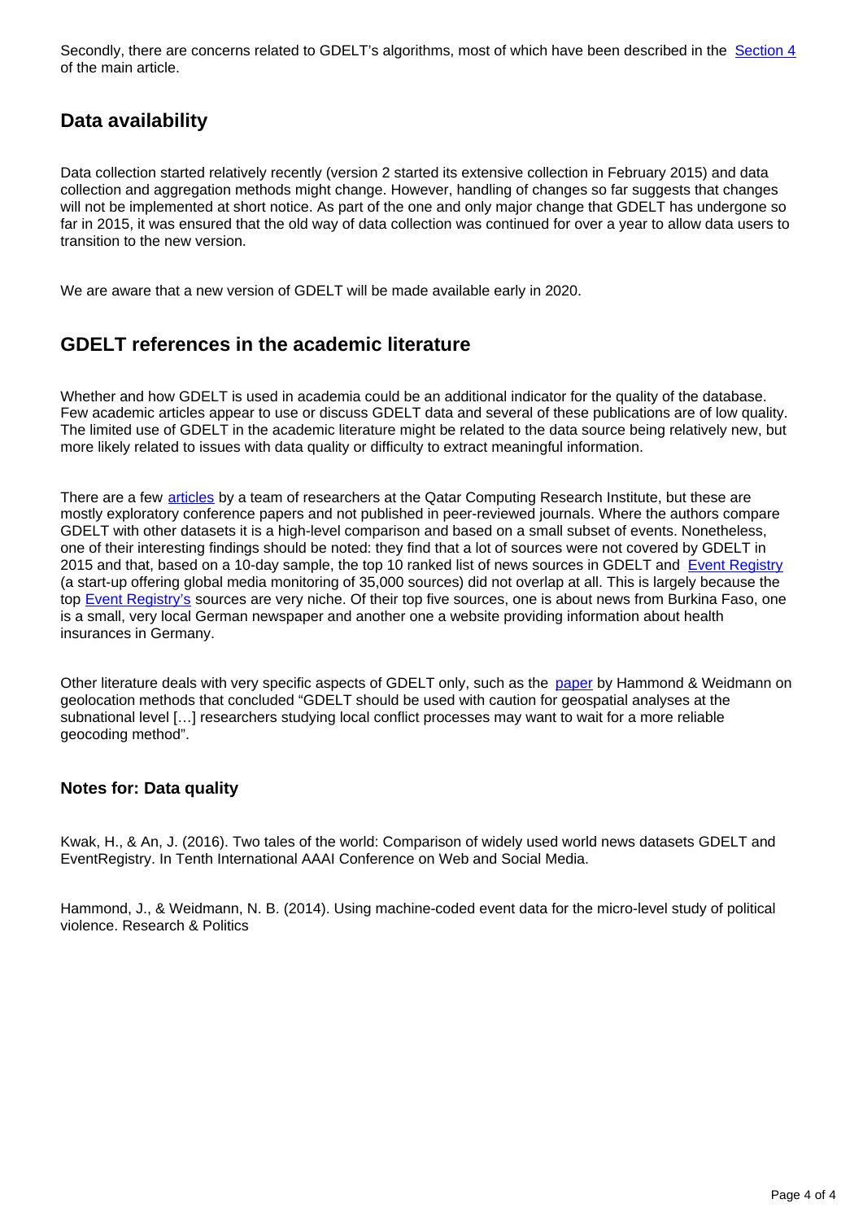Secondly, there are concerns related to GDELT's algorithms, most of which have been described in the Section 4 of the main article.

## Data availability

Data collection started relatively recently (version 2 started its extensive collection in February 2015) and data collection and aggregation methods might change. However, handling of changes so far suggests that changes will not be implemented at short notice. As part of the one and only major change that GDELT has undergone so far in 2015, it was ensured that the old way of data collection was continued for over a year to allow data users to transition to the new version.

We are aware that a new version of GDELT will be made available early in 2020.

## GDELT references in the academic literature

Whether and how GDELT is used in academia could be an additional indicator for the quality of the database. Few academic articles appear to use or discuss GDELT data and several of these publications are of low quality. The limited use of GDELT in the academic literature might be related to the data source being relatively new, but more likely related to issues with data quality or difficulty to extract meaningful information.

There are a few articles by a team of researchers at the Qatar Computing Research Institute, but these are mostly exploratory conference papers and not published in peer-reviewed journals. Where the authors compare GDELT with other datasets it is a high-level comparison and based on a small subset of events. Nonetheless, one of their interesting findings should be noted: they find that a lot of sources were not covered by GDELT in 2015 and that, based on a 10-day sample, the top 10 ranked list of news sources in GDELT and Event Registry (a start-up offering global media monitoring of 35,000 sources) did not overlap at all. This is largely because the top Event Registry's sources are very niche. Of their top five sources, one is about news from Burkina Faso, one is a small, very local German newspaper and another one a website providing information about health insurances in Germany.

Other literature deals with very specific aspects of GDELT only, such as the paper by Hammond & Weidmann on geolocation methods that concluded "GDELT should be used with caution for geospatial analyses at the subnational level […] researchers studying local conflict processes may want to wait for a more reliable geocoding method".

### Notes for: Data quality

Kwak, H., & An, J. (2016). Two tales of the world: Comparison of widely used world news datasets GDELT and EventRegistry. In Tenth International AAAI Conference on Web and Social Media.

Hammond, J., & Weidmann, N. B. (2014). Using machine-coded event data for the micro-level study of political violence. Research & Politics